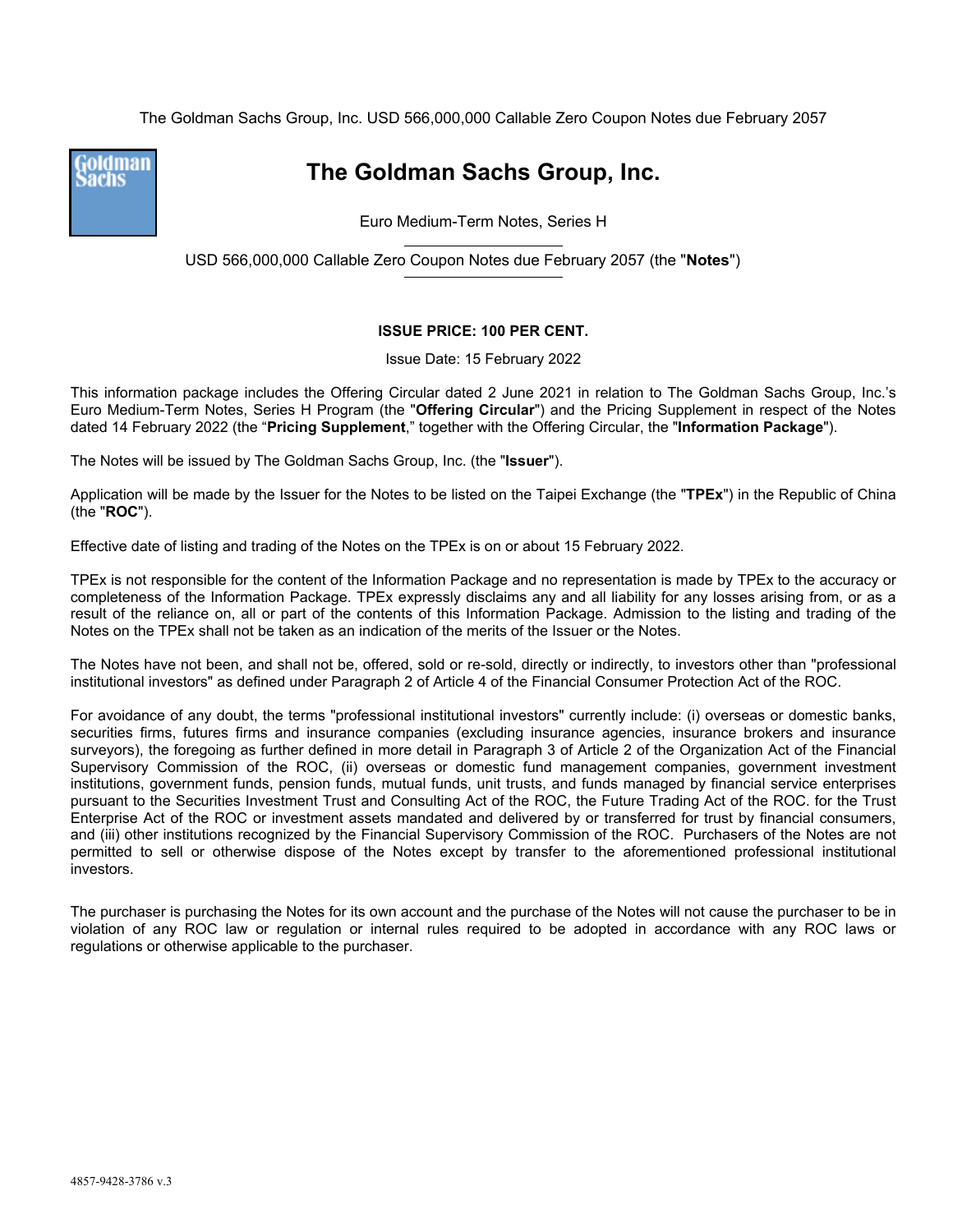The Goldman Sachs Group, Inc. USD 566,000,000 Callable Zero Coupon Notes due February 2057

# The Goldman Sachs Group, Inc.

Euro Medium-Term Notes, Series H

USD 566,000,000 Callable Zero Coupon Notes due February 2057 (the "**Notes**")

**ISSUE PRICE: 100 PER CENT.**

Issue Date: 15 February 2022

This information package includes the Offering Circular dated 2 June 2021 in relation to The Goldman Sachs Group, Inc.'s Euro Medium-Term Notes, Series H Program (the "**Offering Circular**") and the Pricing Supplement in respect of the Notes dated 14 February 2022 (the "**Pricing Supplement**," together with the Offering Circular, the "**Information Package**").

The Notes will be issued by The Goldman Sachs Group, Inc. (the "**Issuer**").

Application will be made by the Issuer for the Notes to be listed on the Taipei Exchange (the "**TPEx**") in the Republic of China (the "**ROC**").

Effective date of listing and trading of the Notes on the TPEx is on or about 15 February 2022.

TPEx is not responsible for the content of the Information Package and no representation is made by TPEx to the accuracy or completeness of the Information Package. TPEx expressly disclaims any and all liability for any losses arising from, or as a result of the reliance on, all or part of the contents of this Information Package. Admission to the listing and trading of the Notes on the TPEx shall not be taken as an indication of the merits of the Issuer or the Notes.

The Notes have not been, and shall not be, offered, sold or re-sold, directly or indirectly, to investors other than "professional institutional investors" as defined under Paragraph 2 of Article 4 of the Financial Consumer Protection Act of the ROC.

For avoidance of any doubt, the terms "professional institutional investors" currently include: (i) overseas or domestic banks, securities firms, futures firms and insurance companies (excluding insurance agencies, insurance brokers and insurance surveyors), the foregoing as further defined in more detail in Paragraph 3 of Article 2 of the Organization Act of the Financial Supervisory Commission of the ROC, (ii) overseas or domestic fund management companies, government investment institutions, government funds, pension funds, mutual funds, unit trusts, and funds managed by financial service enterprises pursuant to the Securities Investment Trust and Consulting Act of the ROC, the Future Trading Act of the ROC. for the Trust Enterprise Act of the ROC or investment assets mandated and delivered by or transferred for trust by financial consumers, and (iii) other institutions recognized by the Financial Supervisory Commission of the ROC. Purchasers of the Notes are not permitted to sell or otherwise dispose of the Notes except by transfer to the aforementioned professional institutional investors.

The purchaser is purchasing the Notes for its own account and the purchase of the Notes will not cause the purchaser to be in violation of any ROC law or regulation or internal rules required to be adopted in accordance with any ROC laws or regulations or otherwise applicable to the purchaser.

4857-9428-3786 v.3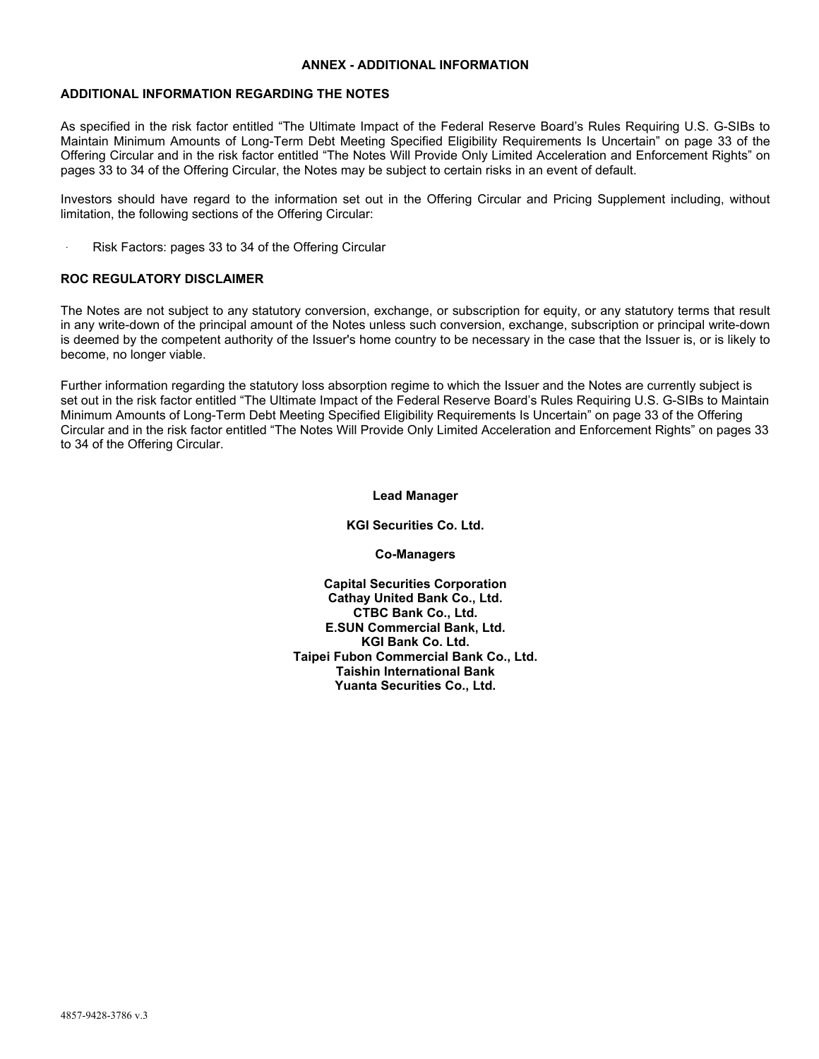# ANNEX - ADDITIONAL INFORMATION

## ADDITIONAL INFORMATION REGARDING THE NOTES

As specified in the risk factor entitled "The Ultimate Impact of the Federal Reserve Board's Rules Requiring U.S. G-SIBs to Maintain Minimum Amounts of Long-Term Debt Meeting Specified Eligibility Requirements Is Uncertain" on page 33 of the Offering Circular and in the risk factor entitled "The Notes Will Provide Only Limited Acceleration and Enforcement Rights" on pages 33 to 34 of the Offering Circular, the Notes may be subject to certain risks in an event of default.

Investors should have regard to the information set out in the Offering Circular and Pricing Supplement including, without limitation, the following sections of the Offering Circular:

- Risk Factors: pages 33 to 34 of the Offering Circular

## ROC REGULATORY DISCLAIMER

The Notes are not subject to any statutory conversion, exchange, or subscription for equity, or any statutory terms that result in any write-down of the principal amount of the Notes unless such conversion, exchange, subscription or principal write-down is deemed by the competent authority of the Issuer's home country to be necessary in the case that the Issuer is, or is likely to become, no longer viable.

Further information regarding the statutory loss absorption regime to which the Issuer and the Notes are currently subject is set out in the risk factor entitled "The Ultimate Impact of the Federal Reserve Board's Rules Requiring U.S. G-SIBs to Maintain Minimum Amounts of Long-Term Debt Meeting Specified Eligibility Requirements Is Uncertain" on page 33 of the Offering Circular and in the risk factor entitled "The Notes Will Provide Only Limited Acceleration and Enforcement Rights" on pages 33 to 34 of the Offering Circular.

**Lead Manager**

**KGI Securities Co. Ltd.**

**Co-Managers**

**Capital Securities Corporation**
**Cathay United Bank Co., Ltd.**
**CTBC Bank Co., Ltd.**
**E.SUN Commercial Bank, Ltd.**
**KGI Bank Co. Ltd.**
**Taipei Fubon Commercial Bank Co., Ltd.**
**Taishin International Bank**
**Yuanta Securities Co., Ltd.**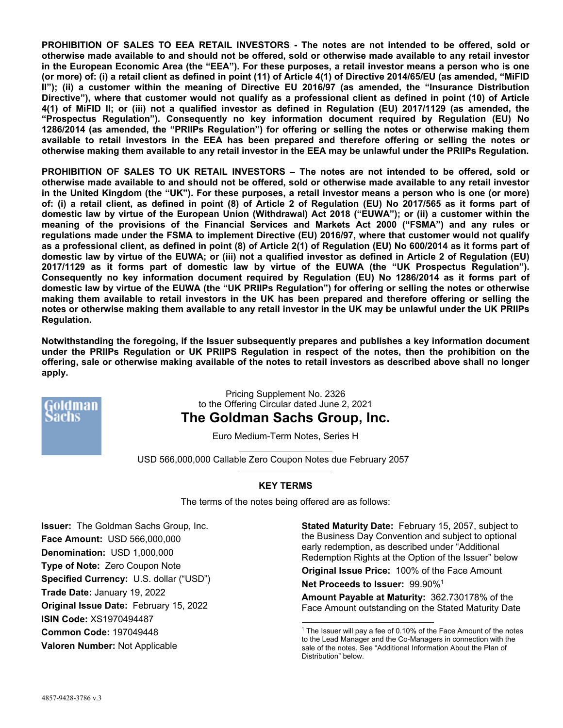**PROHIBITION OF SALES TO EEA RETAIL INVESTORS - The notes are not intended to be offered, sold or otherwise made available to and should not be offered, sold or otherwise made available to any retail investor in the European Economic Area (the "EEA"). For these purposes, a retail investor means a person who is one (or more) of: (i) a retail client as defined in point (11) of Article 4(1) of Directive 2014/65/EU (as amended, "MiFID II"); (ii) a customer within the meaning of Directive EU 2016/97 (as amended, the "Insurance Distribution Directive"), where that customer would not qualify as a professional client as defined in point (10) of Article 4(1) of MiFID II; or (iii) not a qualified investor as defined in Regulation (EU) 2017/1129 (as amended, the "Prospectus Regulation"). Consequently no key information document required by Regulation (EU) No 1286/2014 (as amended, the "PRIIPs Regulation") for offering or selling the notes or otherwise making them available to retail investors in the EEA has been prepared and therefore offering or selling the notes or otherwise making them available to any retail investor in the EEA may be unlawful under the PRIIPs Regulation.**

**PROHIBITION OF SALES TO UK RETAIL INVESTORS – The notes are not intended to be offered, sold or otherwise made available to and should not be offered, sold or otherwise made available to any retail investor in the United Kingdom (the "UK"). For these purposes, a retail investor means a person who is one (or more) of: (i) a retail client, as defined in point (8) of Article 2 of Regulation (EU) No 2017/565 as it forms part of domestic law by virtue of the European Union (Withdrawal) Act 2018 ("EUWA"); or (ii) a customer within the meaning of the provisions of the Financial Services and Markets Act 2000 ("FSMA") and any rules or regulations made under the FSMA to implement Directive (EU) 2016/97, where that customer would not qualify as a professional client, as defined in point (8) of Article 2(1) of Regulation (EU) No 600/2014 as it forms part of domestic law by virtue of the EUWA; or (iii) not a qualified investor as defined in Article 2 of Regulation (EU) 2017/1129 as it forms part of domestic law by virtue of the EUWA (the "UK Prospectus Regulation"). Consequently no key information document required by Regulation (EU) No 1286/2014 as it forms part of domestic law by virtue of the EUWA (the "UK PRIIPs Regulation") for offering or selling the notes or otherwise making them available to retail investors in the UK has been prepared and therefore offering or selling the notes or otherwise making them available to any retail investor in the UK may be unlawful under the UK PRIIPs Regulation.**

**Notwithstanding the foregoing, if the Issuer subsequently prepares and publishes a key information document under the PRIIPs Regulation or UK PRIIPS Regulation in respect of the notes, then the prohibition on the offering, sale or otherwise making available of the notes to retail investors as described above shall no longer apply.**

Goldman Sachs

Pricing Supplement No. 2326
to the Offering Circular dated June 2, 2021

# The Goldman Sachs Group, Inc.

Euro Medium-Term Notes, Series H

---

USD 566,000,000 Callable Zero Coupon Notes due February 2057

---

## KEY TERMS

The terms of the notes being offered are as follows:

**Issuer:** The Goldman Sachs Group, Inc.

**Face Amount:** USD 566,000,000

**Denomination:** USD 1,000,000

**Type of Note:** Zero Coupon Note

**Specified Currency:** U.S. dollar ("USD")

**Trade Date:** January 19, 2022

**Original Issue Date:** February 15, 2022

**ISIN Code:** XS1970494487

**Common Code:** 197049448

**Valoren Number:** Not Applicable

**Stated Maturity Date:** February 15, 2057, subject to the Business Day Convention and subject to optional early redemption, as described under "Additional Redemption Rights at the Option of the Issuer" below

**Original Issue Price:** 100% of the Face Amount

**Net Proceeds to Issuer:** 99.90%[1]

**Amount Payable at Maturity:** 362.730178% of the Face Amount outstanding on the Stated Maturity Date

[1] The Issuer will pay a fee of 0.10% of the Face Amount of the notes to the Lead Manager and the Co-Managers in connection with the sale of the notes. See "Additional Information About the Plan of Distribution" below.

4857-9428-3786 v.3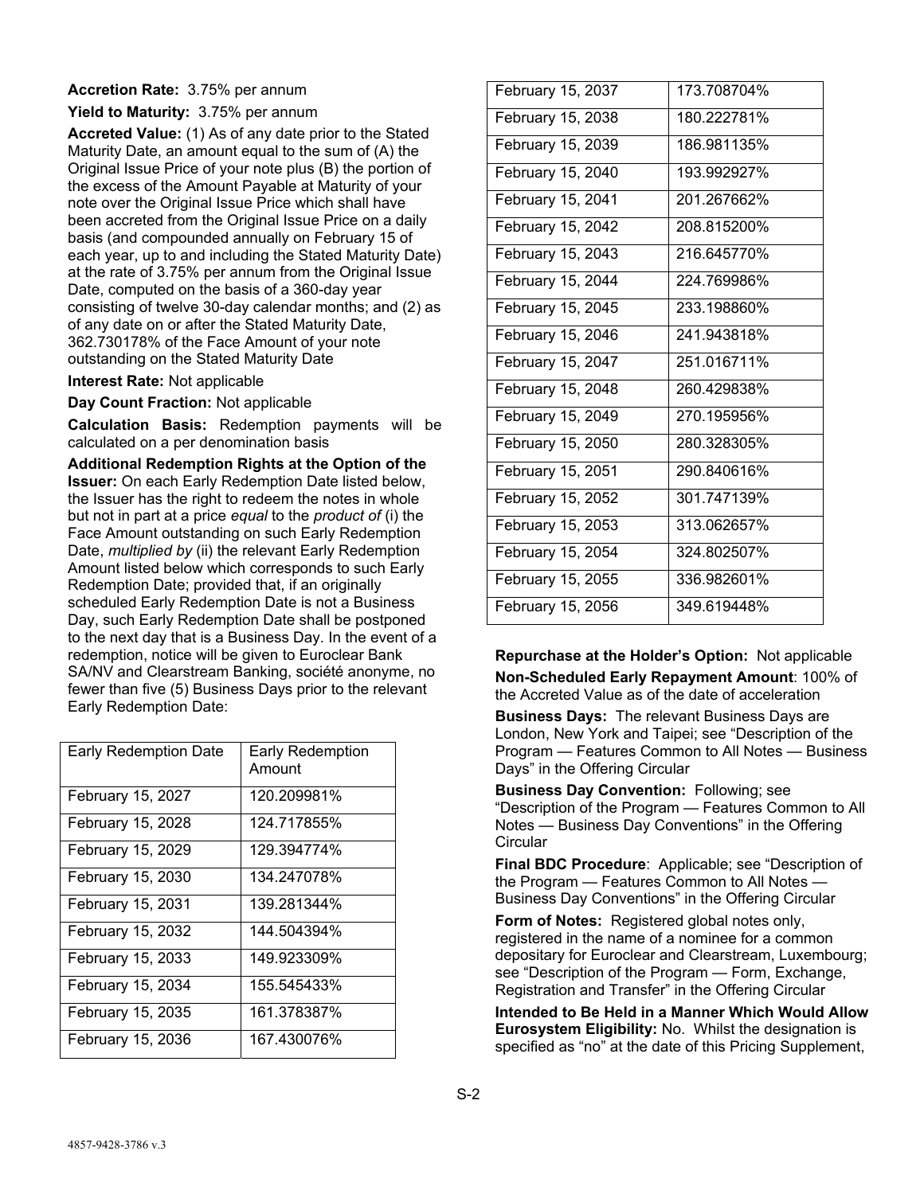**Accretion Rate:** 3.75% per annum

**Yield to Maturity:** 3.75% per annum

**Accreted Value:** (1) As of any date prior to the Stated Maturity Date, an amount equal to the sum of (A) the Original Issue Price of your note plus (B) the portion of the excess of the Amount Payable at Maturity of your note over the Original Issue Price which shall have been accreted from the Original Issue Price on a daily basis (and compounded annually on February 15 of each year, up to and including the Stated Maturity Date) at the rate of 3.75% per annum from the Original Issue Date, computed on the basis of a 360-day year consisting of twelve 30-day calendar months; and (2) as of any date on or after the Stated Maturity Date, 362.730178% of the Face Amount of your note outstanding on the Stated Maturity Date

**Interest Rate:** Not applicable

**Day Count Fraction:** Not applicable

**Calculation Basis:** Redemption payments will be calculated on a per denomination basis

**Additional Redemption Rights at the Option of the Issuer:** On each Early Redemption Date listed below, the Issuer has the right to redeem the notes in whole but not in part at a price *equal* to the *product of* (i) the Face Amount outstanding on such Early Redemption Date, *multiplied by* (ii) the relevant Early Redemption Amount listed below which corresponds to such Early Redemption Date; provided that, if an originally scheduled Early Redemption Date is not a Business Day, such Early Redemption Date shall be postponed to the next day that is a Business Day. In the event of a redemption, notice will be given to Euroclear Bank SA/NV and Clearstream Banking, société anonyme, no fewer than five (5) Business Days prior to the relevant Early Redemption Date:

| Early Redemption Date | Early Redemption Amount |
|---|---|
| February 15, 2027 | 120.209981% |
| February 15, 2028 | 124.717855% |
| February 15, 2029 | 129.394774% |
| February 15, 2030 | 134.247078% |
| February 15, 2031 | 139.281344% |
| February 15, 2032 | 144.504394% |
| February 15, 2033 | 149.923309% |
| February 15, 2034 | 155.545433% |
| February 15, 2035 | 161.378387% |
| February 15, 2036 | 167.430076% |
| February 15, 2037 | 173.708704% |
| February 15, 2038 | 180.222781% |
| February 15, 2039 | 186.981135% |
| February 15, 2040 | 193.992927% |
| February 15, 2041 | 201.267662% |
| February 15, 2042 | 208.815200% |
| February 15, 2043 | 216.645770% |
| February 15, 2044 | 224.769986% |
| February 15, 2045 | 233.198860% |
| February 15, 2046 | 241.943818% |
| February 15, 2047 | 251.016711% |
| February 15, 2048 | 260.429838% |
| February 15, 2049 | 270.195956% |
| February 15, 2050 | 280.328305% |
| February 15, 2051 | 290.840616% |
| February 15, 2052 | 301.747139% |
| February 15, 2053 | 313.062657% |
| February 15, 2054 | 324.802507% |
| February 15, 2055 | 336.982601% |
| February 15, 2056 | 349.619448% |

**Repurchase at the Holder's Option:** Not applicable

**Non-Scheduled Early Repayment Amount**: 100% of the Accreted Value as of the date of acceleration

**Business Days:** The relevant Business Days are London, New York and Taipei; see "Description of the Program — Features Common to All Notes — Business Days" in the Offering Circular

**Business Day Convention:** Following; see "Description of the Program — Features Common to All Notes — Business Day Conventions" in the Offering Circular

**Final BDC Procedure**: Applicable; see "Description of the Program — Features Common to All Notes — Business Day Conventions" in the Offering Circular

**Form of Notes:** Registered global notes only, registered in the name of a nominee for a common depositary for Euroclear and Clearstream, Luxembourg; see "Description of the Program — Form, Exchange, Registration and Transfer" in the Offering Circular

**Intended to Be Held in a Manner Which Would Allow Eurosystem Eligibility:** No. Whilst the designation is specified as "no" at the date of this Pricing Supplement,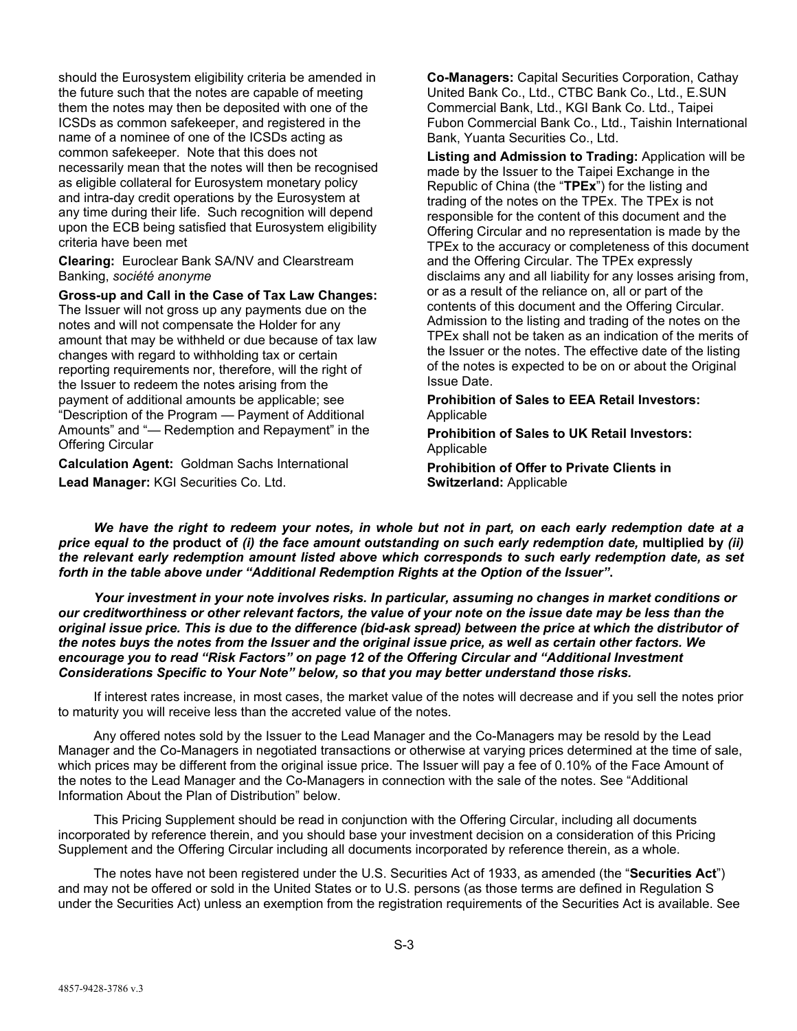should the Eurosystem eligibility criteria be amended in the future such that the notes are capable of meeting them the notes may then be deposited with one of the ICSDs as common safekeeper, and registered in the name of a nominee of one of the ICSDs acting as common safekeeper. Note that this does not necessarily mean that the notes will then be recognised as eligible collateral for Eurosystem monetary policy and intra-day credit operations by the Eurosystem at any time during their life. Such recognition will depend upon the ECB being satisfied that Eurosystem eligibility criteria have been met

**Clearing:** Euroclear Bank SA/NV and Clearstream Banking, *société anonyme*

**Gross-up and Call in the Case of Tax Law Changes:** The Issuer will not gross up any payments due on the notes and will not compensate the Holder for any amount that may be withheld or due because of tax law changes with regard to withholding tax or certain reporting requirements nor, therefore, will the right of the Issuer to redeem the notes arising from the payment of additional amounts be applicable; see "Description of the Program — Payment of Additional Amounts" and "— Redemption and Repayment" in the Offering Circular

**Calculation Agent:** Goldman Sachs International

**Lead Manager:** KGI Securities Co. Ltd.

**Co-Managers:** Capital Securities Corporation, Cathay United Bank Co., Ltd., CTBC Bank Co., Ltd., E.SUN Commercial Bank, Ltd., KGI Bank Co. Ltd., Taipei Fubon Commercial Bank Co., Ltd., Taishin International Bank, Yuanta Securities Co., Ltd.

**Listing and Admission to Trading:** Application will be made by the Issuer to the Taipei Exchange in the Republic of China (the "**TPEx**") for the listing and trading of the notes on the TPEx. The TPEx is not responsible for the content of this document and the Offering Circular and no representation is made by the TPEx to the accuracy or completeness of this document and the Offering Circular. The TPEx expressly disclaims any and all liability for any losses arising from, or as a result of the reliance on, all or part of the contents of this document and the Offering Circular. Admission to the listing and trading of the notes on the TPEx shall not be taken as an indication of the merits of the Issuer or the notes. The effective date of the listing of the notes is expected to be on or about the Original Issue Date.

**Prohibition of Sales to EEA Retail Investors:** Applicable

**Prohibition of Sales to UK Retail Investors:** Applicable

**Prohibition of Offer to Private Clients in Switzerland:** Applicable

***We have the right to redeem your notes, in whole but not in part, on each early redemption date at a price equal to the* product of *(i) the face amount outstanding on such early redemption date,* multiplied by *(ii) the relevant early redemption amount listed above which corresponds to such early redemption date, as set forth in the table above under "Additional Redemption Rights at the Option of the Issuer"*.**

***Your investment in your note involves risks. In particular, assuming no changes in market conditions or our creditworthiness or other relevant factors, the value of your note on the issue date may be less than the original issue price. This is due to the difference (bid-ask spread) between the price at which the distributor of the notes buys the notes from the Issuer and the original issue price, as well as certain other factors. We encourage you to read "Risk Factors" on page 12 of the Offering Circular and "Additional Investment Considerations Specific to Your Note" below, so that you may better understand those risks.***

If interest rates increase, in most cases, the market value of the notes will decrease and if you sell the notes prior to maturity you will receive less than the accreted value of the notes.

Any offered notes sold by the Issuer to the Lead Manager and the Co-Managers may be resold by the Lead Manager and the Co-Managers in negotiated transactions or otherwise at varying prices determined at the time of sale, which prices may be different from the original issue price. The Issuer will pay a fee of 0.10% of the Face Amount of the notes to the Lead Manager and the Co-Managers in connection with the sale of the notes. See "Additional Information About the Plan of Distribution" below.

This Pricing Supplement should be read in conjunction with the Offering Circular, including all documents incorporated by reference therein, and you should base your investment decision on a consideration of this Pricing Supplement and the Offering Circular including all documents incorporated by reference therein, as a whole.

The notes have not been registered under the U.S. Securities Act of 1933, as amended (the "**Securities Act**") and may not be offered or sold in the United States or to U.S. persons (as those terms are defined in Regulation S under the Securities Act) unless an exemption from the registration requirements of the Securities Act is available. See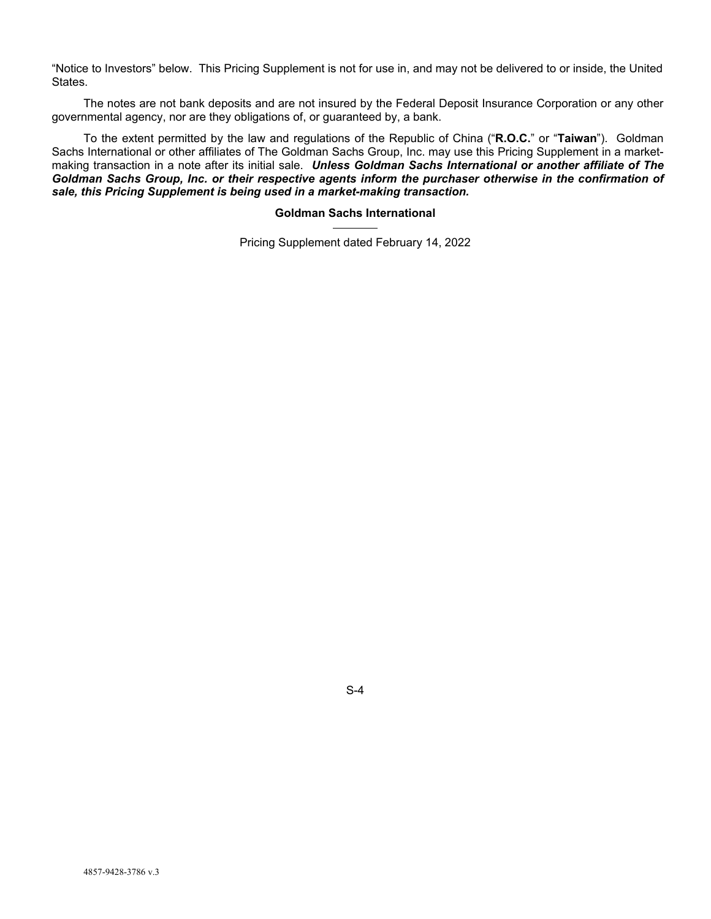"Notice to Investors" below. This Pricing Supplement is not for use in, and may not be delivered to or inside, the United States.

The notes are not bank deposits and are not insured by the Federal Deposit Insurance Corporation or any other governmental agency, nor are they obligations of, or guaranteed by, a bank.

To the extent permitted by the law and regulations of the Republic of China ("**R.O.C.**" or "**Taiwan**"). Goldman Sachs International or other affiliates of The Goldman Sachs Group, Inc. may use this Pricing Supplement in a market-making transaction in a note after its initial sale. ***Unless Goldman Sachs International or another affiliate of The Goldman Sachs Group, Inc. or their respective agents inform the purchaser otherwise in the confirmation of sale, this Pricing Supplement is being used in a market-making transaction.***

**Goldman Sachs International**

Pricing Supplement dated February 14, 2022

4857-9428-3786 v.3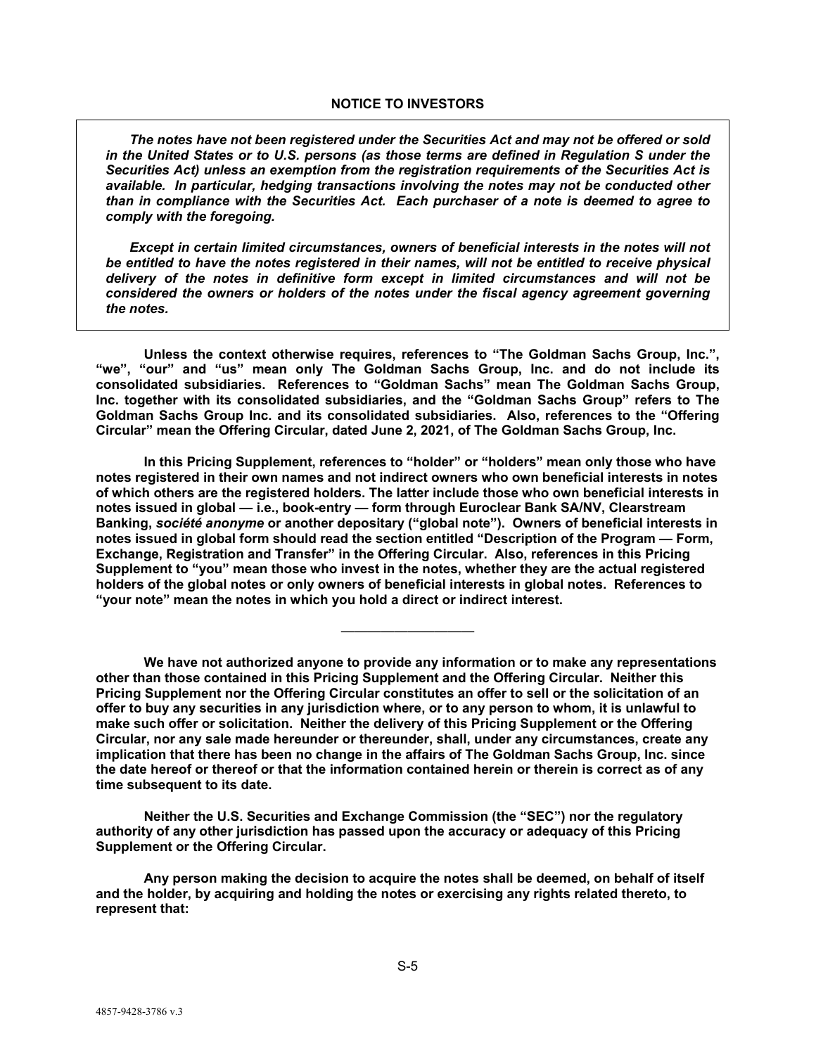## NOTICE TO INVESTORS

***The notes have not been registered under the Securities Act and may not be offered or sold in the United States or to U.S. persons (as those terms are defined in Regulation S under the Securities Act) unless an exemption from the registration requirements of the Securities Act is available. In particular, hedging transactions involving the notes may not be conducted other than in compliance with the Securities Act. Each purchaser of a note is deemed to agree to comply with the foregoing.***

***Except in certain limited circumstances, owners of beneficial interests in the notes will not be entitled to have the notes registered in their names, will not be entitled to receive physical delivery of the notes in definitive form except in limited circumstances and will not be considered the owners or holders of the notes under the fiscal agency agreement governing the notes.***

**Unless the context otherwise requires, references to "The Goldman Sachs Group, Inc.", "we", "our" and "us" mean only The Goldman Sachs Group, Inc. and do not include its consolidated subsidiaries. References to "Goldman Sachs" mean The Goldman Sachs Group, Inc. together with its consolidated subsidiaries, and the "Goldman Sachs Group" refers to The Goldman Sachs Group Inc. and its consolidated subsidiaries. Also, references to the "Offering Circular" mean the Offering Circular, dated June 2, 2021, of The Goldman Sachs Group, Inc.**

**In this Pricing Supplement, references to "holder" or "holders" mean only those who have notes registered in their own names and not indirect owners who own beneficial interests in notes of which others are the registered holders. The latter include those who own beneficial interests in notes issued in global — i.e., book-entry — form through Euroclear Bank SA/NV, Clearstream Banking, *société anonyme* or another depositary ("global note"). Owners of beneficial interests in notes issued in global form should read the section entitled "Description of the Program — Form, Exchange, Registration and Transfer" in the Offering Circular. Also, references in this Pricing Supplement to "you" mean those who invest in the notes, whether they are the actual registered holders of the global notes or only owners of beneficial interests in global notes. References to "your note" mean the notes in which you hold a direct or indirect interest.**

---

**We have not authorized anyone to provide any information or to make any representations other than those contained in this Pricing Supplement and the Offering Circular. Neither this Pricing Supplement nor the Offering Circular constitutes an offer to sell or the solicitation of an offer to buy any securities in any jurisdiction where, or to any person to whom, it is unlawful to make such offer or solicitation. Neither the delivery of this Pricing Supplement or the Offering Circular, nor any sale made hereunder or thereunder, shall, under any circumstances, create any implication that there has been no change in the affairs of The Goldman Sachs Group, Inc. since the date hereof or thereof or that the information contained herein or therein is correct as of any time subsequent to its date.**

**Neither the U.S. Securities and Exchange Commission (the "SEC") nor the regulatory authority of any other jurisdiction has passed upon the accuracy or adequacy of this Pricing Supplement or the Offering Circular.**

**Any person making the decision to acquire the notes shall be deemed, on behalf of itself and the holder, by acquiring and holding the notes or exercising any rights related thereto, to represent that:**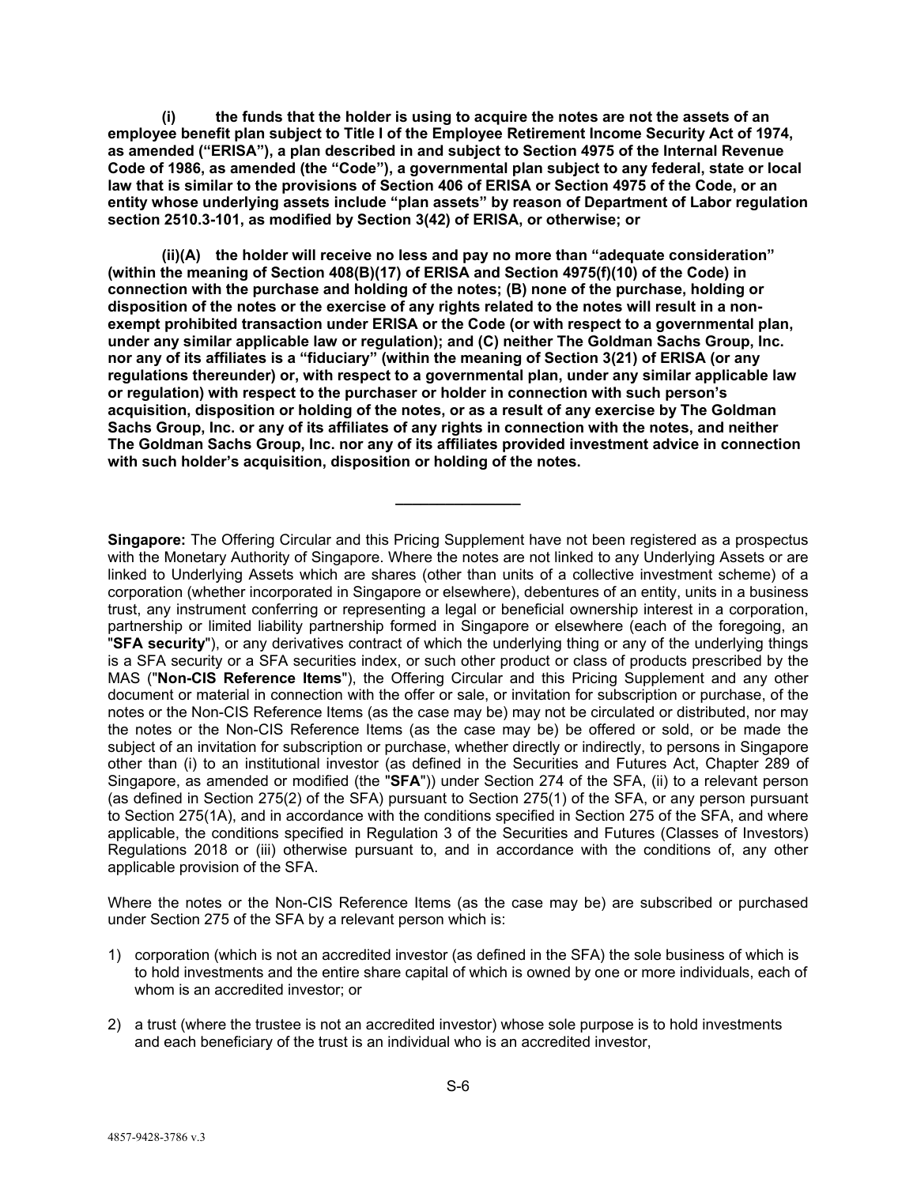**(i) the funds that the holder is using to acquire the notes are not the assets of an employee benefit plan subject to Title I of the Employee Retirement Income Security Act of 1974, as amended ("ERISA"), a plan described in and subject to Section 4975 of the Internal Revenue Code of 1986, as amended (the "Code"), a governmental plan subject to any federal, state or local law that is similar to the provisions of Section 406 of ERISA or Section 4975 of the Code, or an entity whose underlying assets include "plan assets" by reason of Department of Labor regulation section 2510.3-101, as modified by Section 3(42) of ERISA, or otherwise; or**

**(ii)(A) the holder will receive no less and pay no more than "adequate consideration" (within the meaning of Section 408(B)(17) of ERISA and Section 4975(f)(10) of the Code) in connection with the purchase and holding of the notes; (B) none of the purchase, holding or disposition of the notes or the exercise of any rights related to the notes will result in a non-exempt prohibited transaction under ERISA or the Code (or with respect to a governmental plan, under any similar applicable law or regulation); and (C) neither The Goldman Sachs Group, Inc. nor any of its affiliates is a "fiduciary" (within the meaning of Section 3(21) of ERISA (or any regulations thereunder) or, with respect to a governmental plan, under any similar applicable law or regulation) with respect to the purchaser or holder in connection with such person's acquisition, disposition or holding of the notes, or as a result of any exercise by The Goldman Sachs Group, Inc. or any of its affiliates of any rights in connection with the notes, and neither The Goldman Sachs Group, Inc. nor any of its affiliates provided investment advice in connection with such holder's acquisition, disposition or holding of the notes.**

---

**Singapore:** The Offering Circular and this Pricing Supplement have not been registered as a prospectus with the Monetary Authority of Singapore. Where the notes are not linked to any Underlying Assets or are linked to Underlying Assets which are shares (other than units of a collective investment scheme) of a corporation (whether incorporated in Singapore or elsewhere), debentures of an entity, units in a business trust, any instrument conferring or representing a legal or beneficial ownership interest in a corporation, partnership or limited liability partnership formed in Singapore or elsewhere (each of the foregoing, an "**SFA security**"), or any derivatives contract of which the underlying thing or any of the underlying things is a SFA security or a SFA securities index, or such other product or class of products prescribed by the MAS ("**Non-CIS Reference Items**"), the Offering Circular and this Pricing Supplement and any other document or material in connection with the offer or sale, or invitation for subscription or purchase, of the notes or the Non-CIS Reference Items (as the case may be) may not be circulated or distributed, nor may the notes or the Non-CIS Reference Items (as the case may be) be offered or sold, or be made the subject of an invitation for subscription or purchase, whether directly or indirectly, to persons in Singapore other than (i) to an institutional investor (as defined in the Securities and Futures Act, Chapter 289 of Singapore, as amended or modified (the "**SFA**")) under Section 274 of the SFA, (ii) to a relevant person (as defined in Section 275(2) of the SFA) pursuant to Section 275(1) of the SFA, or any person pursuant to Section 275(1A), and in accordance with the conditions specified in Section 275 of the SFA, and where applicable, the conditions specified in Regulation 3 of the Securities and Futures (Classes of Investors) Regulations 2018 or (iii) otherwise pursuant to, and in accordance with the conditions of, any other applicable provision of the SFA.

Where the notes or the Non-CIS Reference Items (as the case may be) are subscribed or purchased under Section 275 of the SFA by a relevant person which is:

1) corporation (which is not an accredited investor (as defined in the SFA) the sole business of which is to hold investments and the entire share capital of which is owned by one or more individuals, each of whom is an accredited investor; or

2) a trust (where the trustee is not an accredited investor) whose sole purpose is to hold investments and each beneficiary of the trust is an individual who is an accredited investor,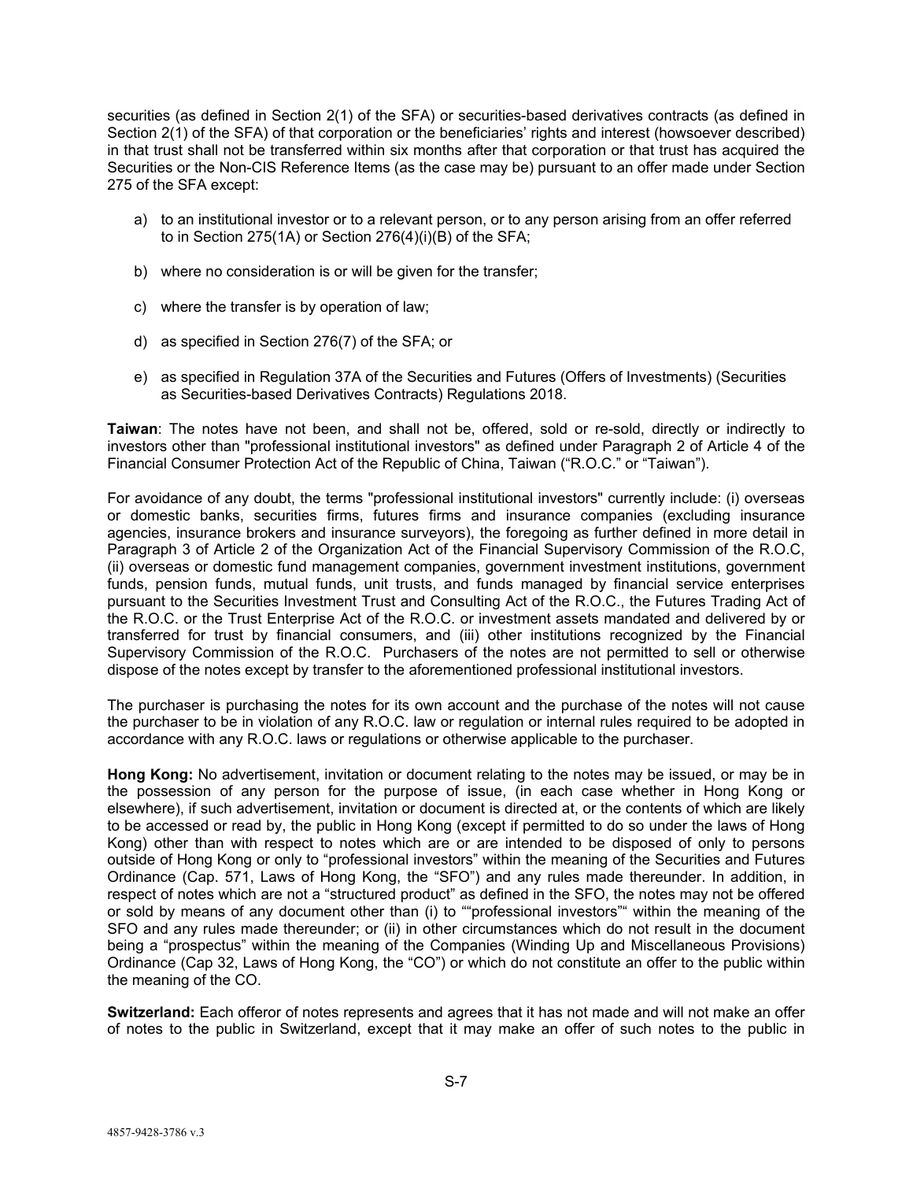securities (as defined in Section 2(1) of the SFA) or securities-based derivatives contracts (as defined in Section 2(1) of the SFA) of that corporation or the beneficiaries' rights and interest (howsoever described) in that trust shall not be transferred within six months after that corporation or that trust has acquired the Securities or the Non-CIS Reference Items (as the case may be) pursuant to an offer made under Section 275 of the SFA except:

a) to an institutional investor or to a relevant person, or to any person arising from an offer referred to in Section 275(1A) or Section 276(4)(i)(B) of the SFA;

b) where no consideration is or will be given for the transfer;

c) where the transfer is by operation of law;

d) as specified in Section 276(7) of the SFA; or

e) as specified in Regulation 37A of the Securities and Futures (Offers of Investments) (Securities as Securities-based Derivatives Contracts) Regulations 2018.

**Taiwan**: The notes have not been, and shall not be, offered, sold or re-sold, directly or indirectly to investors other than "professional institutional investors" as defined under Paragraph 2 of Article 4 of the Financial Consumer Protection Act of the Republic of China, Taiwan ("R.O.C." or "Taiwan").

For avoidance of any doubt, the terms "professional institutional investors" currently include: (i) overseas or domestic banks, securities firms, futures firms and insurance companies (excluding insurance agencies, insurance brokers and insurance surveyors), the foregoing as further defined in more detail in Paragraph 3 of Article 2 of the Organization Act of the Financial Supervisory Commission of the R.O.C, (ii) overseas or domestic fund management companies, government investment institutions, government funds, pension funds, mutual funds, unit trusts, and funds managed by financial service enterprises pursuant to the Securities Investment Trust and Consulting Act of the R.O.C., the Futures Trading Act of the R.O.C. or the Trust Enterprise Act of the R.O.C. or investment assets mandated and delivered by or transferred for trust by financial consumers, and (iii) other institutions recognized by the Financial Supervisory Commission of the R.O.C. Purchasers of the notes are not permitted to sell or otherwise dispose of the notes except by transfer to the aforementioned professional institutional investors.

The purchaser is purchasing the notes for its own account and the purchase of the notes will not cause the purchaser to be in violation of any R.O.C. law or regulation or internal rules required to be adopted in accordance with any R.O.C. laws or regulations or otherwise applicable to the purchaser.

**Hong Kong:** No advertisement, invitation or document relating to the notes may be issued, or may be in the possession of any person for the purpose of issue, (in each case whether in Hong Kong or elsewhere), if such advertisement, invitation or document is directed at, or the contents of which are likely to be accessed or read by, the public in Hong Kong (except if permitted to do so under the laws of Hong Kong) other than with respect to notes which are or are intended to be disposed of only to persons outside of Hong Kong or only to "professional investors" within the meaning of the Securities and Futures Ordinance (Cap. 571, Laws of Hong Kong, the "SFO") and any rules made thereunder. In addition, in respect of notes which are not a "structured product" as defined in the SFO, the notes may not be offered or sold by means of any document other than (i) to ""professional investors"" within the meaning of the SFO and any rules made thereunder; or (ii) in other circumstances which do not result in the document being a "prospectus" within the meaning of the Companies (Winding Up and Miscellaneous Provisions) Ordinance (Cap 32, Laws of Hong Kong, the "CO") or which do not constitute an offer to the public within the meaning of the CO.

**Switzerland:** Each offeror of notes represents and agrees that it has not made and will not make an offer of notes to the public in Switzerland, except that it may make an offer of such notes to the public in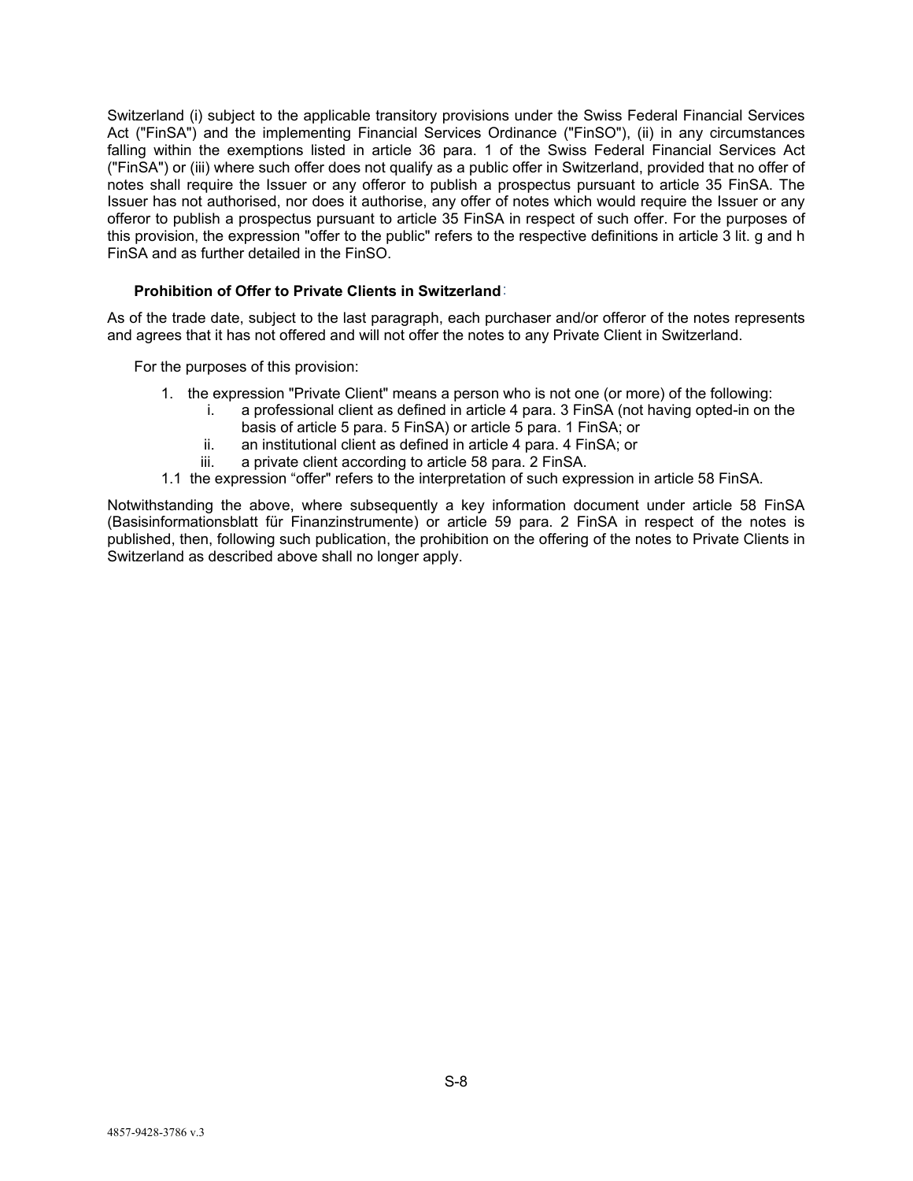Switzerland (i) subject to the applicable transitory provisions under the Swiss Federal Financial Services Act ("FinSA") and the implementing Financial Services Ordinance ("FinSO"), (ii) in any circumstances falling within the exemptions listed in article 36 para. 1 of the Swiss Federal Financial Services Act ("FinSA") or (iii) where such offer does not qualify as a public offer in Switzerland, provided that no offer of notes shall require the Issuer or any offeror to publish a prospectus pursuant to article 35 FinSA. The Issuer has not authorised, nor does it authorise, any offer of notes which would require the Issuer or any offeror to publish a prospectus pursuant to article 35 FinSA in respect of such offer. For the purposes of this provision, the expression "offer to the public" refers to the respective definitions in article 3 lit. g and h FinSA and as further detailed in the FinSO.

**Prohibition of Offer to Private Clients in Switzerland**:

As of the trade date, subject to the last paragraph, each purchaser and/or offeror of the notes represents and agrees that it has not offered and will not offer the notes to any Private Client in Switzerland.

For the purposes of this provision:

1. the expression "Private Client" means a person who is not one (or more) of the following:
   i. a professional client as defined in article 4 para. 3 FinSA (not having opted-in on the basis of article 5 para. 5 FinSA) or article 5 para. 1 FinSA; or
   ii. an institutional client as defined in article 4 para. 4 FinSA; or
   iii. a private client according to article 58 para. 2 FinSA.

1.1 the expression "offer" refers to the interpretation of such expression in article 58 FinSA.

Notwithstanding the above, where subsequently a key information document under article 58 FinSA (Basisinformationsblatt für Finanzinstrumente) or article 59 para. 2 FinSA in respect of the notes is published, then, following such publication, the prohibition on the offering of the notes to Private Clients in Switzerland as described above shall no longer apply.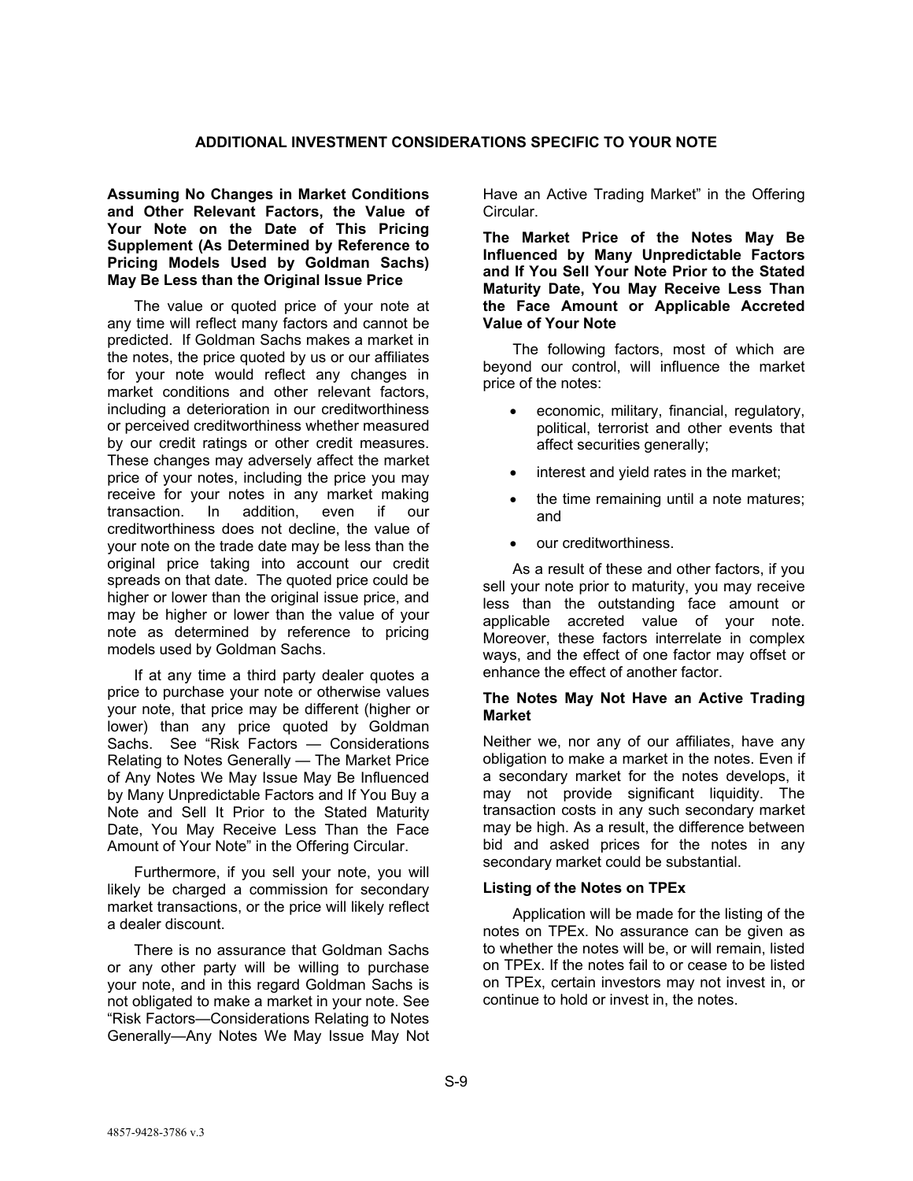## ADDITIONAL INVESTMENT CONSIDERATIONS SPECIFIC TO YOUR NOTE

### Assuming No Changes in Market Conditions and Other Relevant Factors, the Value of Your Note on the Date of This Pricing Supplement (As Determined by Reference to Pricing Models Used by Goldman Sachs) May Be Less than the Original Issue Price

The value or quoted price of your note at any time will reflect many factors and cannot be predicted. If Goldman Sachs makes a market in the notes, the price quoted by us or our affiliates for your note would reflect any changes in market conditions and other relevant factors, including a deterioration in our creditworthiness or perceived creditworthiness whether measured by our credit ratings or other credit measures. These changes may adversely affect the market price of your notes, including the price you may receive for your notes in any market making transaction. In addition, even if our creditworthiness does not decline, the value of your note on the trade date may be less than the original price taking into account our credit spreads on that date. The quoted price could be higher or lower than the original issue price, and may be higher or lower than the value of your note as determined by reference to pricing models used by Goldman Sachs.

If at any time a third party dealer quotes a price to purchase your note or otherwise values your note, that price may be different (higher or lower) than any price quoted by Goldman Sachs. See "Risk Factors — Considerations Relating to Notes Generally — The Market Price of Any Notes We May Issue May Be Influenced by Many Unpredictable Factors and If You Buy a Note and Sell It Prior to the Stated Maturity Date, You May Receive Less Than the Face Amount of Your Note" in the Offering Circular.

Furthermore, if you sell your note, you will likely be charged a commission for secondary market transactions, or the price will likely reflect a dealer discount.

There is no assurance that Goldman Sachs or any other party will be willing to purchase your note, and in this regard Goldman Sachs is not obligated to make a market in your note. See "Risk Factors—Considerations Relating to Notes Generally—Any Notes We May Issue May Not Have an Active Trading Market" in the Offering Circular.

### The Market Price of the Notes May Be Influenced by Many Unpredictable Factors and If You Sell Your Note Prior to the Stated Maturity Date, You May Receive Less Than the Face Amount or Applicable Accreted Value of Your Note

The following factors, most of which are beyond our control, will influence the market price of the notes:

- economic, military, financial, regulatory, political, terrorist and other events that affect securities generally;
- interest and yield rates in the market;
- the time remaining until a note matures; and
- our creditworthiness.

As a result of these and other factors, if you sell your note prior to maturity, you may receive less than the outstanding face amount or applicable accreted value of your note. Moreover, these factors interrelate in complex ways, and the effect of one factor may offset or enhance the effect of another factor.

### The Notes May Not Have an Active Trading Market

Neither we, nor any of our affiliates, have any obligation to make a market in the notes. Even if a secondary market for the notes develops, it may not provide significant liquidity. The transaction costs in any such secondary market may be high. As a result, the difference between bid and asked prices for the notes in any secondary market could be substantial.

### Listing of the Notes on TPEx

Application will be made for the listing of the notes on TPEx. No assurance can be given as to whether the notes will be, or will remain, listed on TPEx. If the notes fail to or cease to be listed on TPEx, certain investors may not invest in, or continue to hold or invest in, the notes.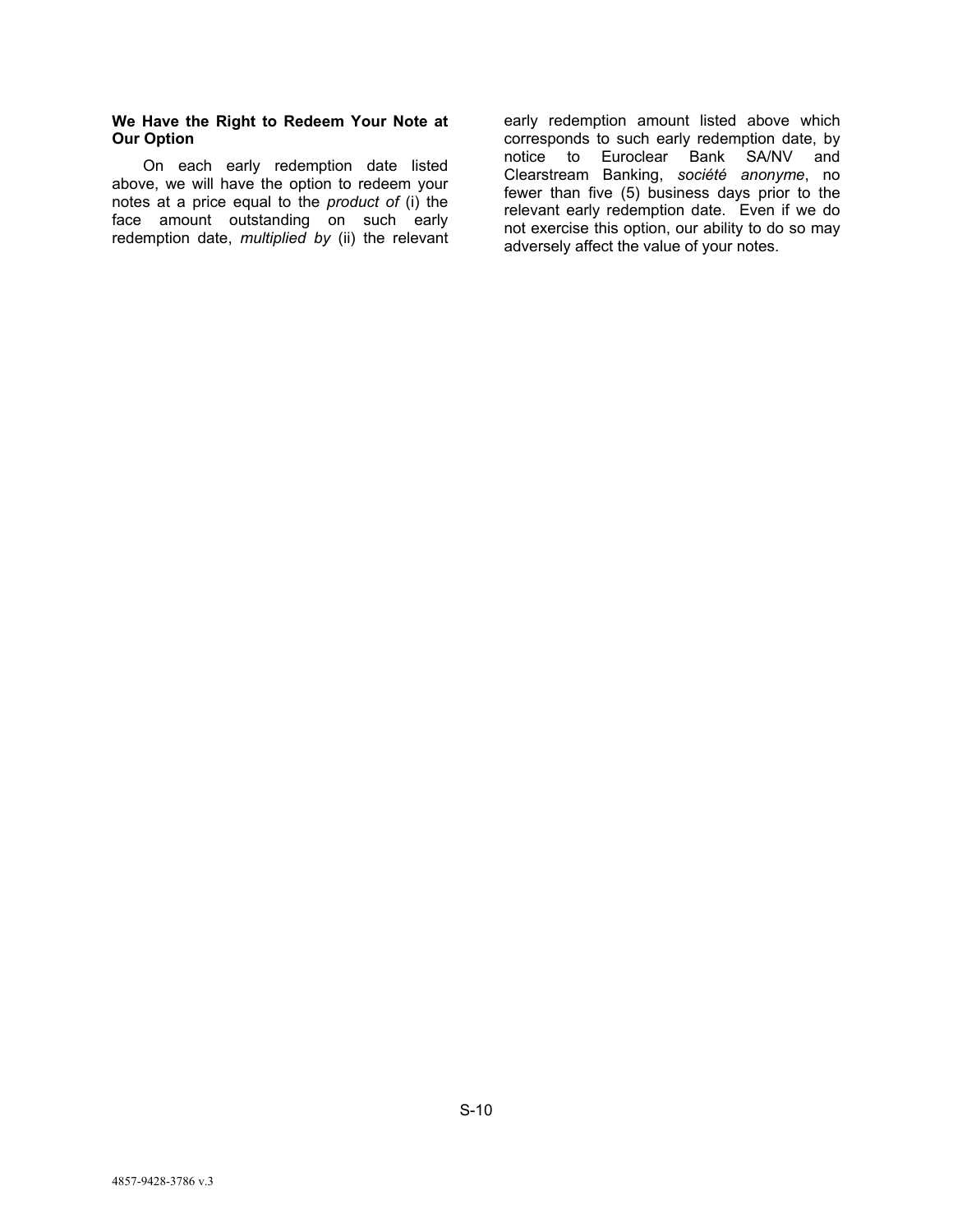**We Have the Right to Redeem Your Note at Our Option**

On each early redemption date listed above, we will have the option to redeem your notes at a price equal to the *product of* (i) the face amount outstanding on such early redemption date, *multiplied by* (ii) the relevant early redemption amount listed above which corresponds to such early redemption date, by notice to Euroclear Bank SA/NV and Clearstream Banking, *société anonyme*, no fewer than five (5) business days prior to the relevant early redemption date. Even if we do not exercise this option, our ability to do so may adversely affect the value of your notes.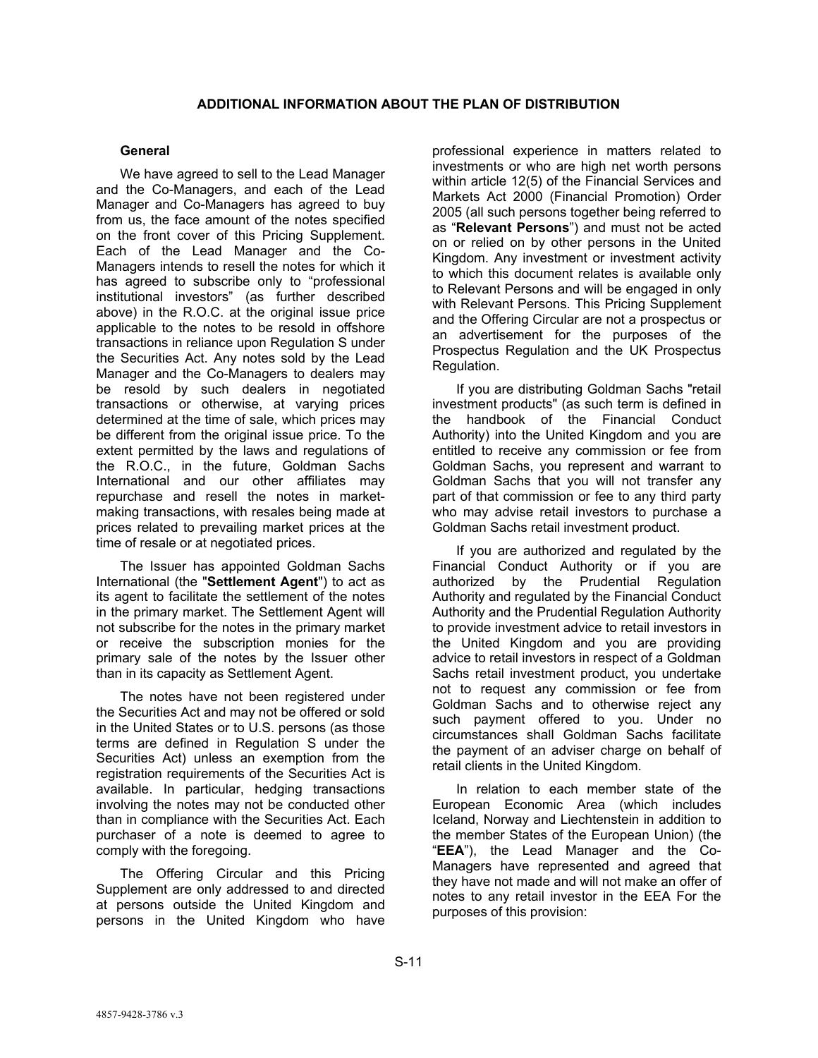## ADDITIONAL INFORMATION ABOUT THE PLAN OF DISTRIBUTION

### General

We have agreed to sell to the Lead Manager and the Co-Managers, and each of the Lead Manager and Co-Managers has agreed to buy from us, the face amount of the notes specified on the front cover of this Pricing Supplement. Each of the Lead Manager and the Co-Managers intends to resell the notes for which it has agreed to subscribe only to "professional institutional investors" (as further described above) in the R.O.C. at the original issue price applicable to the notes to be resold in offshore transactions in reliance upon Regulation S under the Securities Act. Any notes sold by the Lead Manager and the Co-Managers to dealers may be resold by such dealers in negotiated transactions or otherwise, at varying prices determined at the time of sale, which prices may be different from the original issue price. To the extent permitted by the laws and regulations of the R.O.C., in the future, Goldman Sachs International and our other affiliates may repurchase and resell the notes in market-making transactions, with resales being made at prices related to prevailing market prices at the time of resale or at negotiated prices.

The Issuer has appointed Goldman Sachs International (the "**Settlement Agent**") to act as its agent to facilitate the settlement of the notes in the primary market. The Settlement Agent will not subscribe for the notes in the primary market or receive the subscription monies for the primary sale of the notes by the Issuer other than in its capacity as Settlement Agent.

The notes have not been registered under the Securities Act and may not be offered or sold in the United States or to U.S. persons (as those terms are defined in Regulation S under the Securities Act) unless an exemption from the registration requirements of the Securities Act is available. In particular, hedging transactions involving the notes may not be conducted other than in compliance with the Securities Act. Each purchaser of a note is deemed to agree to comply with the foregoing.

The Offering Circular and this Pricing Supplement are only addressed to and directed at persons outside the United Kingdom and persons in the United Kingdom who have professional experience in matters related to investments or who are high net worth persons within article 12(5) of the Financial Services and Markets Act 2000 (Financial Promotion) Order 2005 (all such persons together being referred to as "**Relevant Persons**") and must not be acted on or relied on by other persons in the United Kingdom. Any investment or investment activity to which this document relates is available only to Relevant Persons and will be engaged in only with Relevant Persons. This Pricing Supplement and the Offering Circular are not a prospectus or an advertisement for the purposes of the Prospectus Regulation and the UK Prospectus Regulation.

If you are distributing Goldman Sachs "retail investment products" (as such term is defined in the handbook of the Financial Conduct Authority) into the United Kingdom and you are entitled to receive any commission or fee from Goldman Sachs, you represent and warrant to Goldman Sachs that you will not transfer any part of that commission or fee to any third party who may advise retail investors to purchase a Goldman Sachs retail investment product.

If you are authorized and regulated by the Financial Conduct Authority or if you are authorized by the Prudential Regulation Authority and regulated by the Financial Conduct Authority and the Prudential Regulation Authority to provide investment advice to retail investors in the United Kingdom and you are providing advice to retail investors in respect of a Goldman Sachs retail investment product, you undertake not to request any commission or fee from Goldman Sachs and to otherwise reject any such payment offered to you. Under no circumstances shall Goldman Sachs facilitate the payment of an adviser charge on behalf of retail clients in the United Kingdom.

In relation to each member state of the European Economic Area (which includes Iceland, Norway and Liechtenstein in addition to the member States of the European Union) (the "**EEA**"), the Lead Manager and the Co-Managers have represented and agreed that they have not made and will not make an offer of notes to any retail investor in the EEA For the purposes of this provision: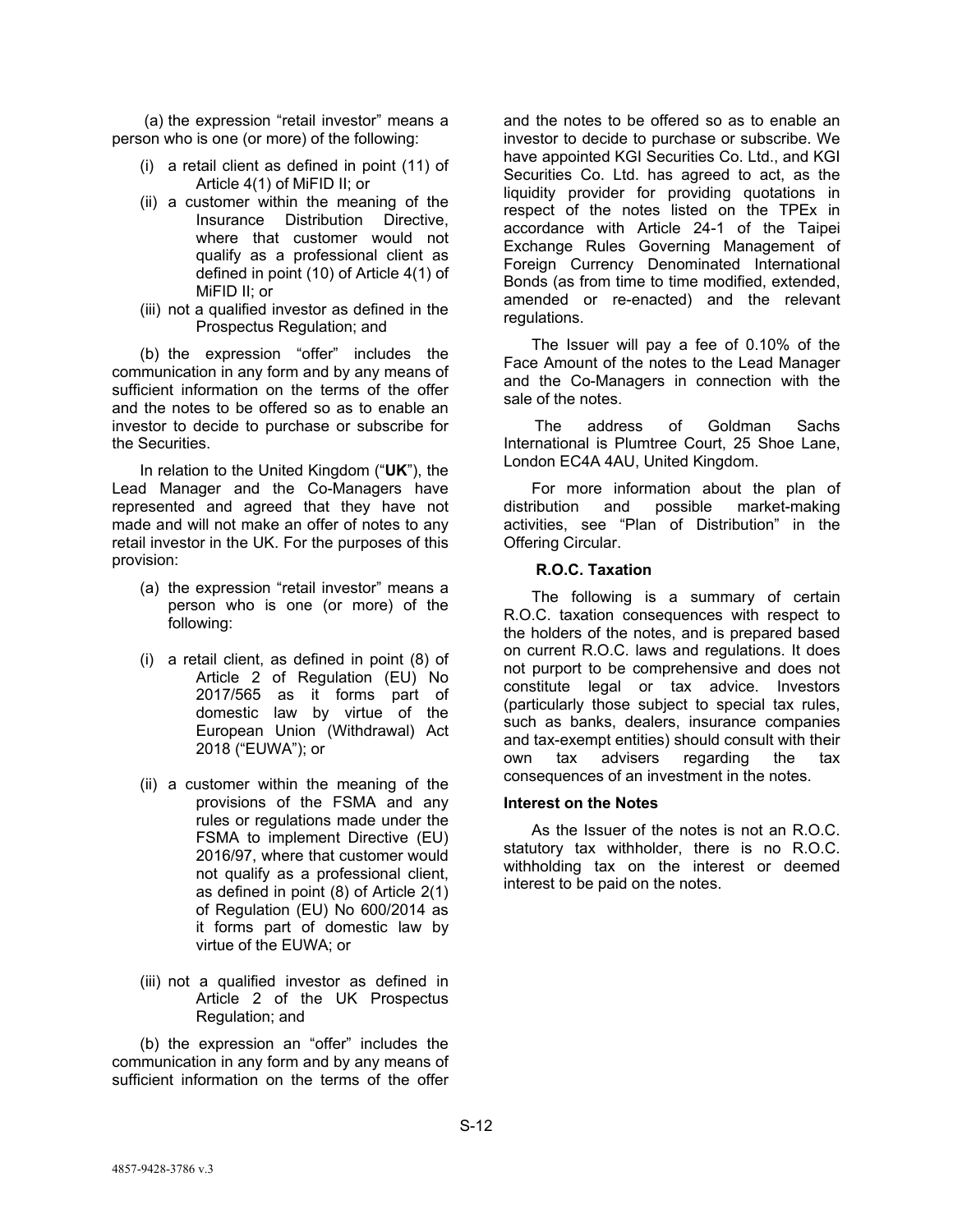(a) the expression "retail investor" means a person who is one (or more) of the following:

(i) a retail client as defined in point (11) of Article 4(1) of MiFID II; or

(ii) a customer within the meaning of the Insurance Distribution Directive, where that customer would not qualify as a professional client as defined in point (10) of Article 4(1) of MiFID II; or

(iii) not a qualified investor as defined in the Prospectus Regulation; and

(b) the expression "offer" includes the communication in any form and by any means of sufficient information on the terms of the offer and the notes to be offered so as to enable an investor to decide to purchase or subscribe for the Securities.

In relation to the United Kingdom ("**UK**"), the Lead Manager and the Co-Managers have represented and agreed that they have not made and will not make an offer of notes to any retail investor in the UK. For the purposes of this provision:

(a) the expression "retail investor" means a person who is one (or more) of the following:

(i) a retail client, as defined in point (8) of Article 2 of Regulation (EU) No 2017/565 as it forms part of domestic law by virtue of the European Union (Withdrawal) Act 2018 ("EUWA"); or

(ii) a customer within the meaning of the provisions of the FSMA and any rules or regulations made under the FSMA to implement Directive (EU) 2016/97, where that customer would not qualify as a professional client, as defined in point (8) of Article 2(1) of Regulation (EU) No 600/2014 as it forms part of domestic law by virtue of the EUWA; or

(iii) not a qualified investor as defined in Article 2 of the UK Prospectus Regulation; and

(b) the expression an "offer" includes the communication in any form and by any means of sufficient information on the terms of the offer and the notes to be offered so as to enable an investor to decide to purchase or subscribe. We have appointed KGI Securities Co. Ltd., and KGI Securities Co. Ltd. has agreed to act, as the liquidity provider for providing quotations in respect of the notes listed on the TPEx in accordance with Article 24-1 of the Taipei Exchange Rules Governing Management of Foreign Currency Denominated International Bonds (as from time to time modified, extended, amended or re-enacted) and the relevant regulations.

The Issuer will pay a fee of 0.10% of the Face Amount of the notes to the Lead Manager and the Co-Managers in connection with the sale of the notes.

The address of Goldman Sachs International is Plumtree Court, 25 Shoe Lane, London EC4A 4AU, United Kingdom.

For more information about the plan of distribution and possible market-making activities, see "Plan of Distribution" in the Offering Circular.

## R.O.C. Taxation

The following is a summary of certain R.O.C. taxation consequences with respect to the holders of the notes, and is prepared based on current R.O.C. laws and regulations. It does not purport to be comprehensive and does not constitute legal or tax advice. Investors (particularly those subject to special tax rules, such as banks, dealers, insurance companies and tax-exempt entities) should consult with their own tax advisers regarding the tax consequences of an investment in the notes.

### Interest on the Notes

As the Issuer of the notes is not an R.O.C. statutory tax withholder, there is no R.O.C. withholding tax on the interest or deemed interest to be paid on the notes.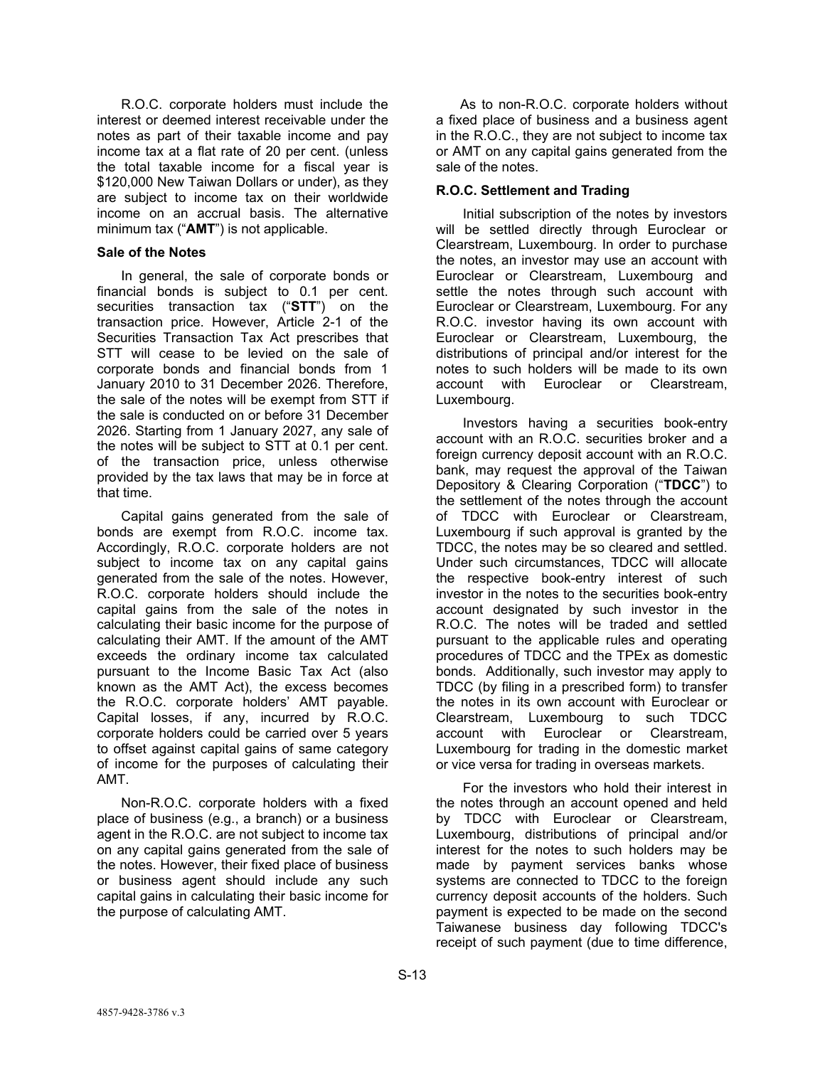R.O.C. corporate holders must include the interest or deemed interest receivable under the notes as part of their taxable income and pay income tax at a flat rate of 20 per cent. (unless the total taxable income for a fiscal year is $120,000 New Taiwan Dollars or under), as they are subject to income tax on their worldwide income on an accrual basis. The alternative minimum tax ("**AMT**") is not applicable.

### Sale of the Notes

In general, the sale of corporate bonds or financial bonds is subject to 0.1 per cent. securities transaction tax ("**STT**") on the transaction price. However, Article 2-1 of the Securities Transaction Tax Act prescribes that STT will cease to be levied on the sale of corporate bonds and financial bonds from 1 January 2010 to 31 December 2026. Therefore, the sale of the notes will be exempt from STT if the sale is conducted on or before 31 December 2026. Starting from 1 January 2027, any sale of the notes will be subject to STT at 0.1 per cent. of the transaction price, unless otherwise provided by the tax laws that may be in force at that time.

Capital gains generated from the sale of bonds are exempt from R.O.C. income tax. Accordingly, R.O.C. corporate holders are not subject to income tax on any capital gains generated from the sale of the notes. However, R.O.C. corporate holders should include the capital gains from the sale of the notes in calculating their basic income for the purpose of calculating their AMT. If the amount of the AMT exceeds the ordinary income tax calculated pursuant to the Income Basic Tax Act (also known as the AMT Act), the excess becomes the R.O.C. corporate holders' AMT payable. Capital losses, if any, incurred by R.O.C. corporate holders could be carried over 5 years to offset against capital gains of same category of income for the purposes of calculating their AMT.

Non-R.O.C. corporate holders with a fixed place of business (e.g., a branch) or a business agent in the R.O.C. are not subject to income tax on any capital gains generated from the sale of the notes. However, their fixed place of business or business agent should include any such capital gains in calculating their basic income for the purpose of calculating AMT.

As to non-R.O.C. corporate holders without a fixed place of business and a business agent in the R.O.C., they are not subject to income tax or AMT on any capital gains generated from the sale of the notes.

### R.O.C. Settlement and Trading

Initial subscription of the notes by investors will be settled directly through Euroclear or Clearstream, Luxembourg. In order to purchase the notes, an investor may use an account with Euroclear or Clearstream, Luxembourg and settle the notes through such account with Euroclear or Clearstream, Luxembourg. For any R.O.C. investor having its own account with Euroclear or Clearstream, Luxembourg, the distributions of principal and/or interest for the notes to such holders will be made to its own account with Euroclear or Clearstream, Luxembourg.

Investors having a securities book-entry account with an R.O.C. securities broker and a foreign currency deposit account with an R.O.C. bank, may request the approval of the Taiwan Depository & Clearing Corporation ("**TDCC**") to the settlement of the notes through the account of TDCC with Euroclear or Clearstream, Luxembourg if such approval is granted by the TDCC, the notes may be so cleared and settled. Under such circumstances, TDCC will allocate the respective book-entry interest of such investor in the notes to the securities book-entry account designated by such investor in the R.O.C. The notes will be traded and settled pursuant to the applicable rules and operating procedures of TDCC and the TPEx as domestic bonds. Additionally, such investor may apply to TDCC (by filing in a prescribed form) to transfer the notes in its own account with Euroclear or Clearstream, Luxembourg to such TDCC account with Euroclear or Clearstream, Luxembourg for trading in the domestic market or vice versa for trading in overseas markets.

For the investors who hold their interest in the notes through an account opened and held by TDCC with Euroclear or Clearstream, Luxembourg, distributions of principal and/or interest for the notes to such holders may be made by payment services banks whose systems are connected to TDCC to the foreign currency deposit accounts of the holders. Such payment is expected to be made on the second Taiwanese business day following TDCC's receipt of such payment (due to time difference,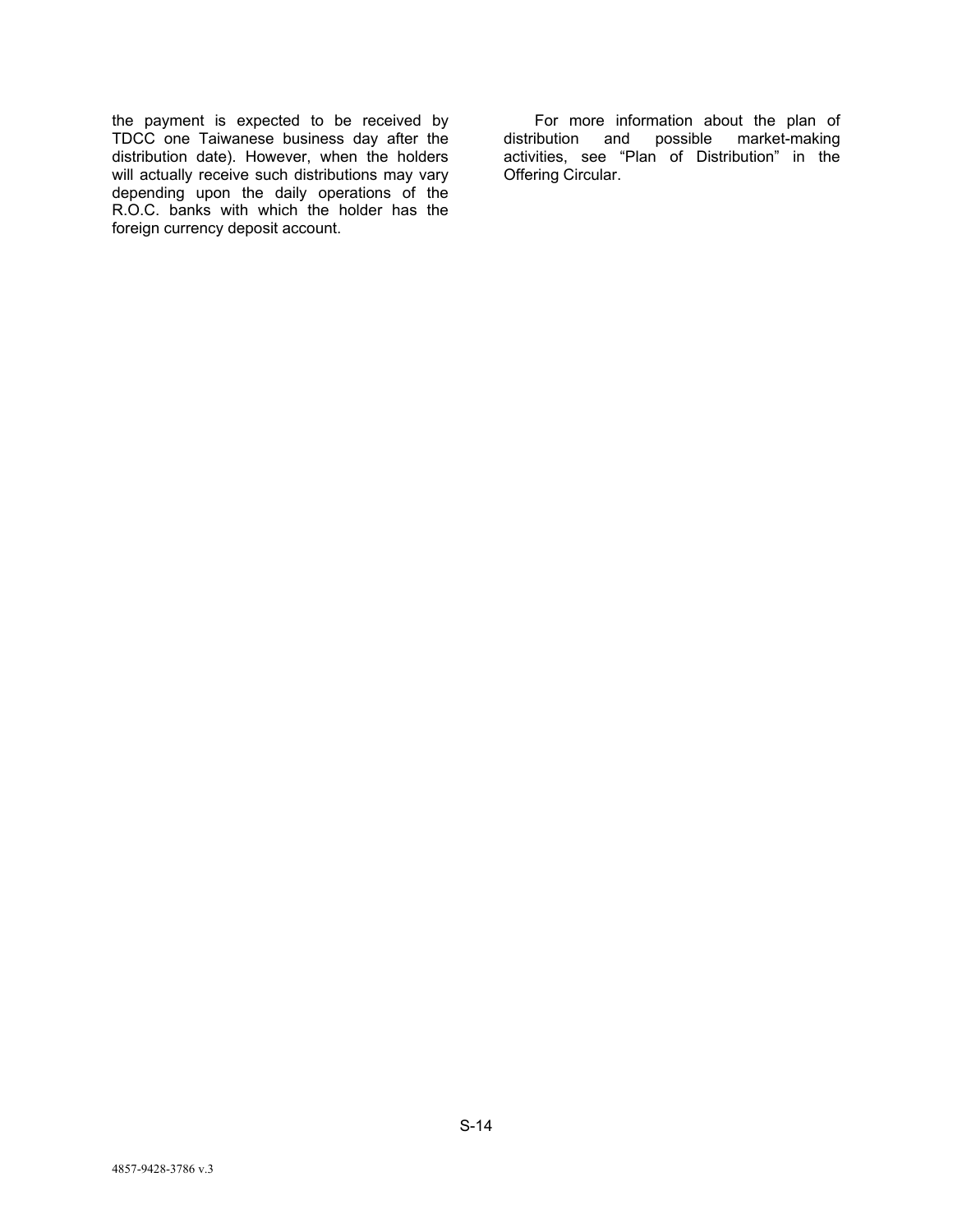the payment is expected to be received by TDCC one Taiwanese business day after the distribution date). However, when the holders will actually receive such distributions may vary depending upon the daily operations of the R.O.C. banks with which the holder has the foreign currency deposit account.

For more information about the plan of distribution and possible market-making activities, see "Plan of Distribution" in the Offering Circular.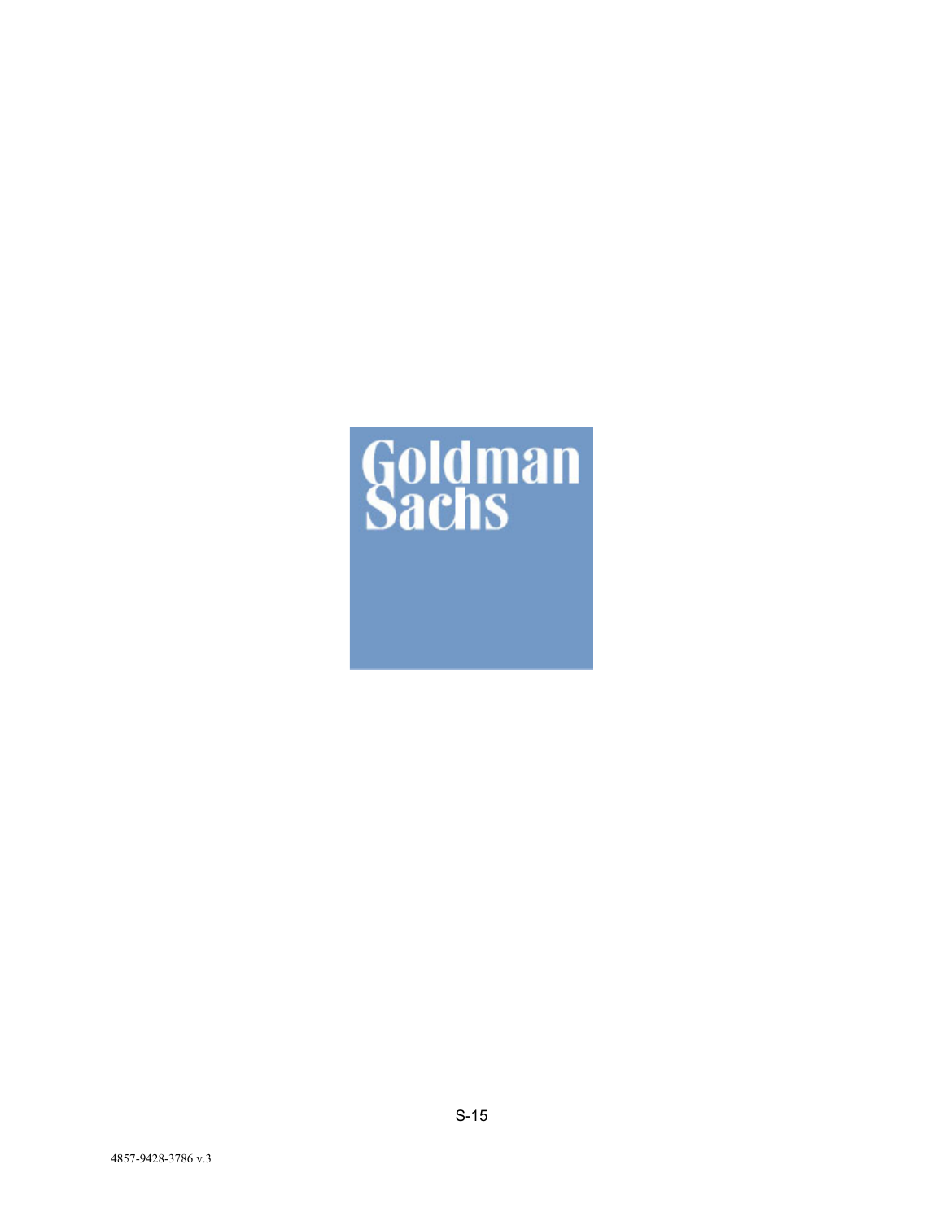Goldman Sachs